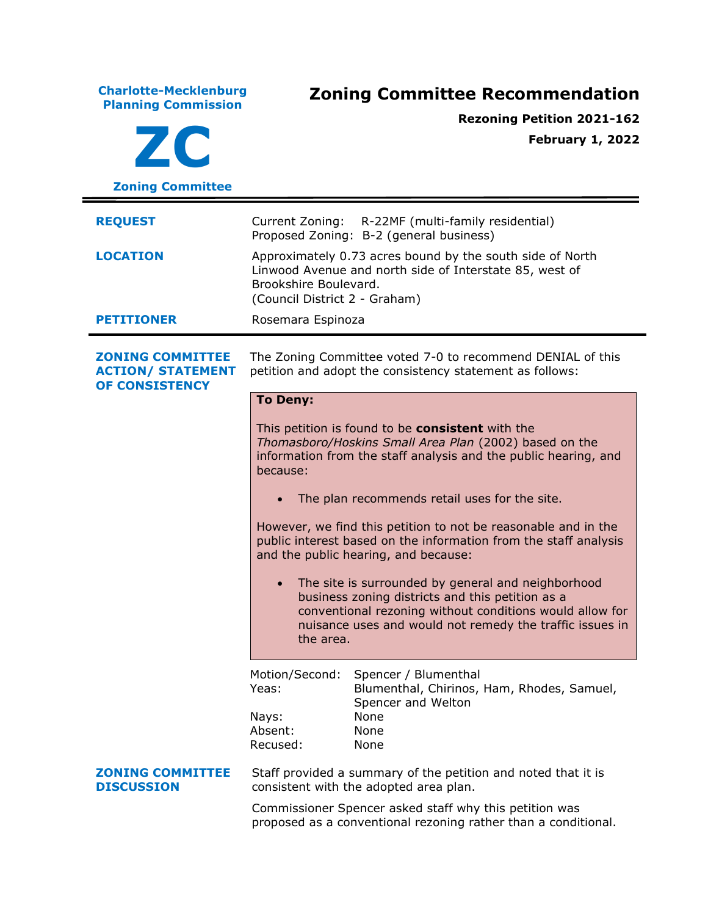**Charlotte-Mecklenburg Planning Commission**

# ZC

**Zoning Committee**

# Zoning Committee Recommendation

**Rezoning Petition 2021-162**

**February 1, 2022**

---

| | |
|---|---|
| **REQUEST** | Current Zoning: R-22MF (multi-family residential)<br>Proposed Zoning: B-2 (general business) |
| **LOCATION** | Approximately 0.73 acres bound by the south side of North Linwood Avenue and north side of Interstate 85, west of Brookshire Boulevard.<br>(Council District 2 - Graham) |
| **PETITIONER** | Rosemara Espinoza |

## ZONING COMMITTEE ACTION/ STATEMENT OF CONSISTENCY

The Zoning Committee voted 7-0 to recommend DENIAL of this petition and adopt the consistency statement as follows:

**To Deny:**

This petition is found to be **consistent** with the *Thomasboro/Hoskins Small Area Plan* (2002) based on the information from the staff analysis and the public hearing, and because:

- The plan recommends retail uses for the site.

However, we find this petition to not be reasonable and in the public interest based on the information from the staff analysis and the public hearing, and because:

- The site is surrounded by general and neighborhood business zoning districts and this petition as a conventional rezoning without conditions would allow for nuisance uses and would not remedy the traffic issues in the area.

| | |
|---|---|
| Motion/Second: | Spencer / Blumenthal |
| Yeas: | Blumenthal, Chirinos, Ham, Rhodes, Samuel, Spencer and Welton |
| Nays: | None |
| Absent: | None |
| Recused: | None |

## ZONING COMMITTEE DISCUSSION

Staff provided a summary of the petition and noted that it is consistent with the adopted area plan.

Commissioner Spencer asked staff why this petition was proposed as a conventional rezoning rather than a conditional.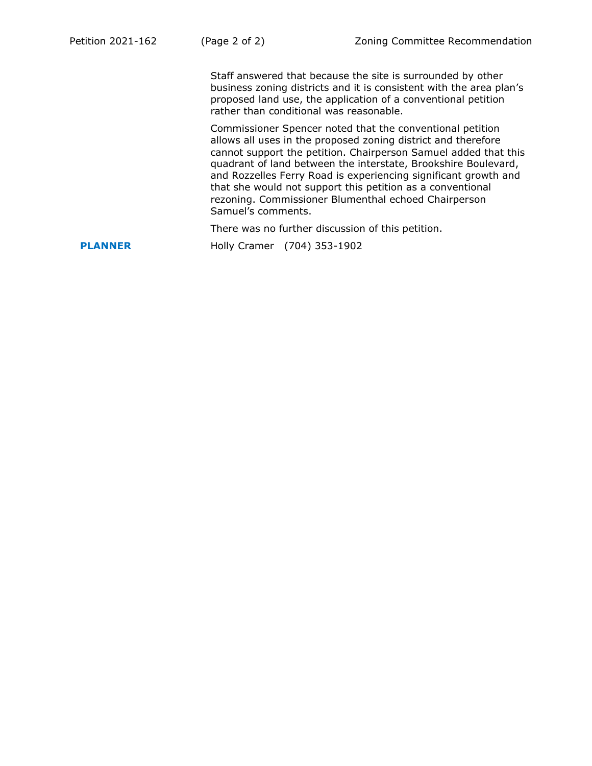Staff answered that because the site is surrounded by other business zoning districts and it is consistent with the area plan's proposed land use, the application of a conventional petition rather than conditional was reasonable.

Commissioner Spencer noted that the conventional petition allows all uses in the proposed zoning district and therefore cannot support the petition. Chairperson Samuel added that this quadrant of land between the interstate, Brookshire Boulevard, and Rozzelles Ferry Road is experiencing significant growth and that she would not support this petition as a conventional rezoning. Commissioner Blumenthal echoed Chairperson Samuel's comments.

There was no further discussion of this petition.

**PLANNER** Holly Cramer (704) 353-1902